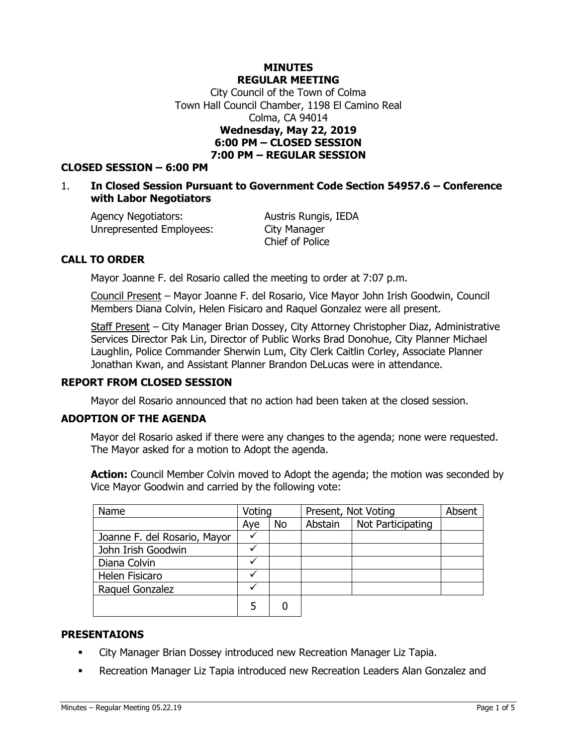# MINUTES
# REGULAR MEETING

City Council of the Town of Colma
Town Hall Council Chamber, 1198 El Camino Real
Colma, CA 94014

**Wednesday, May 22, 2019**
**6:00 PM – CLOSED SESSION**
**7:00 PM – REGULAR SESSION**

## CLOSED SESSION – 6:00 PM

1. **In Closed Session Pursuant to Government Code Section 54957.6 – Conference with Labor Negotiators**

   Agency Negotiators: Austris Rungis, IEDA
   Unrepresented Employees: City Manager
   Chief of Police

## CALL TO ORDER

Mayor Joanne F. del Rosario called the meeting to order at 7:07 p.m.

Council Present – Mayor Joanne F. del Rosario, Vice Mayor John Irish Goodwin, Council Members Diana Colvin, Helen Fisicaro and Raquel Gonzalez were all present.

Staff Present – City Manager Brian Dossey, City Attorney Christopher Diaz, Administrative Services Director Pak Lin, Director of Public Works Brad Donohue, City Planner Michael Laughlin, Police Commander Sherwin Lum, City Clerk Caitlin Corley, Associate Planner Jonathan Kwan, and Assistant Planner Brandon DeLucas were in attendance.

## REPORT FROM CLOSED SESSION

Mayor del Rosario announced that no action had been taken at the closed session.

## ADOPTION OF THE AGENDA

Mayor del Rosario asked if there were any changes to the agenda; none were requested. The Mayor asked for a motion to Adopt the agenda.

**Action:** Council Member Colvin moved to Adopt the agenda; the motion was seconded by Vice Mayor Goodwin and carried by the following vote:

| Name | Voting | | Present, Not Voting | | Absent |
|---|---|---|---|---|---|
| | Aye | No | Abstain | Not Participating | |
| Joanne F. del Rosario, Mayor | ✓ | | | | |
| John Irish Goodwin | ✓ | | | | |
| Diana Colvin | ✓ | | | | |
| Helen Fisicaro | ✓ | | | | |
| Raquel Gonzalez | ✓ | | | | |
| | 5 | 0 | | | |

## PRESENTAIONS

- City Manager Brian Dossey introduced new Recreation Manager Liz Tapia.
- Recreation Manager Liz Tapia introduced new Recreation Leaders Alan Gonzalez and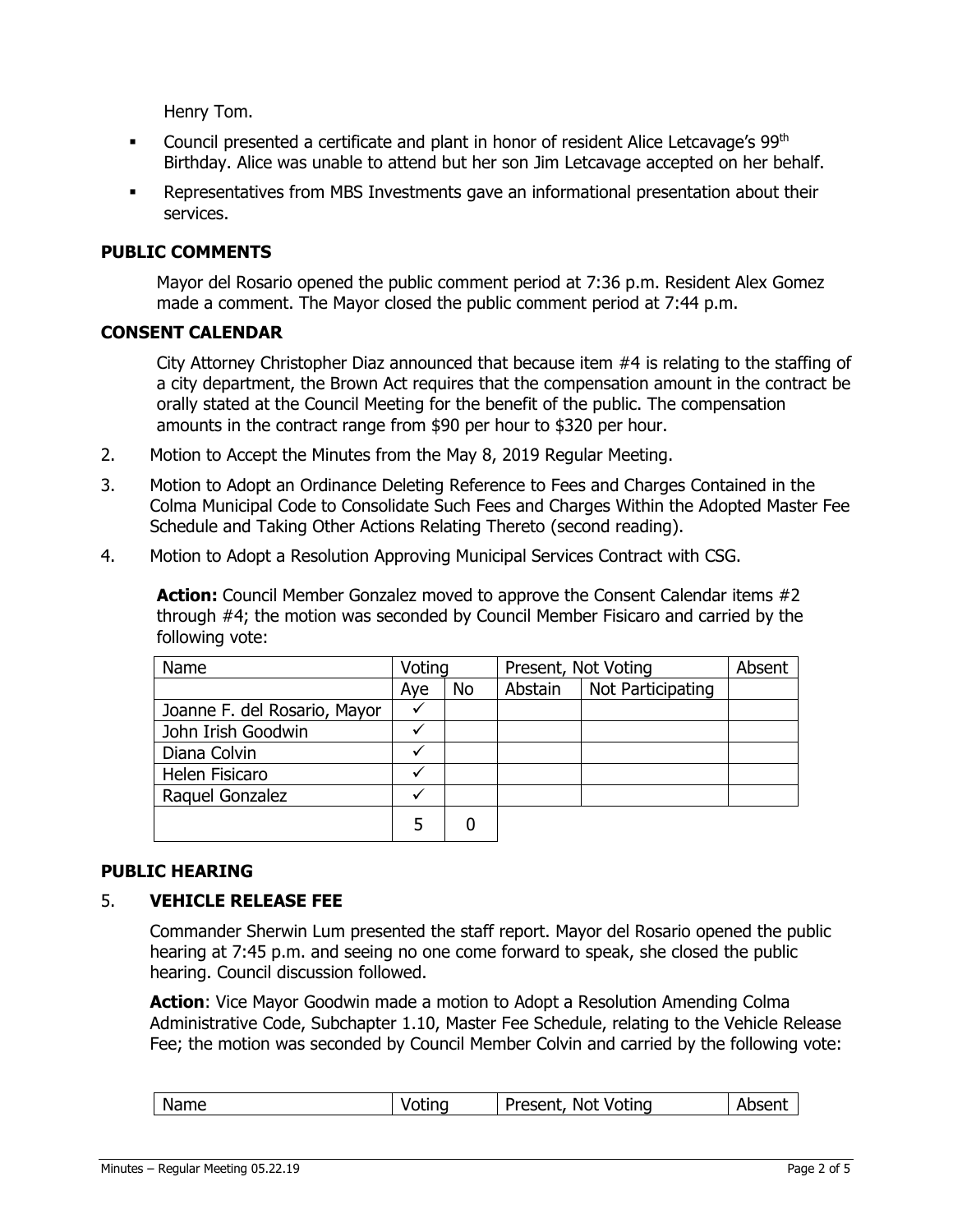Henry Tom.

- Council presented a certificate and plant in honor of resident Alice Letcavage's 99th Birthday. Alice was unable to attend but her son Jim Letcavage accepted on her behalf.
- Representatives from MBS Investments gave an informational presentation about their services.

## PUBLIC COMMENTS

Mayor del Rosario opened the public comment period at 7:36 p.m. Resident Alex Gomez made a comment. The Mayor closed the public comment period at 7:44 p.m.

## CONSENT CALENDAR

City Attorney Christopher Diaz announced that because item #4 is relating to the staffing of a city department, the Brown Act requires that the compensation amount in the contract be orally stated at the Council Meeting for the benefit of the public. The compensation amounts in the contract range from $90 per hour to $320 per hour.

2. Motion to Accept the Minutes from the May 8, 2019 Regular Meeting.
3. Motion to Adopt an Ordinance Deleting Reference to Fees and Charges Contained in the Colma Municipal Code to Consolidate Such Fees and Charges Within the Adopted Master Fee Schedule and Taking Other Actions Relating Thereto (second reading).
4. Motion to Adopt a Resolution Approving Municipal Services Contract with CSG.

**Action:** Council Member Gonzalez moved to approve the Consent Calendar items #2 through #4; the motion was seconded by Council Member Fisicaro and carried by the following vote:

| Name | Voting | | Present, Not Voting | | Absent |
|---|---|---|---|---|---|
| | Aye | No | Abstain | Not Participating | |
| Joanne F. del Rosario, Mayor | ✓ | | | | |
| John Irish Goodwin | ✓ | | | | |
| Diana Colvin | ✓ | | | | |
| Helen Fisicaro | ✓ | | | | |
| Raquel Gonzalez | ✓ | | | | |
| | 5 | 0 | | | |

## PUBLIC HEARING

5. **VEHICLE RELEASE FEE**

Commander Sherwin Lum presented the staff report. Mayor del Rosario opened the public hearing at 7:45 p.m. and seeing no one come forward to speak, she closed the public hearing. Council discussion followed.

**Action**: Vice Mayor Goodwin made a motion to Adopt a Resolution Amending Colma Administrative Code, Subchapter 1.10, Master Fee Schedule, relating to the Vehicle Release Fee; the motion was seconded by Council Member Colvin and carried by the following vote:

| Name | Voting | Present, Not Voting | Absent |
|---|---|---|---|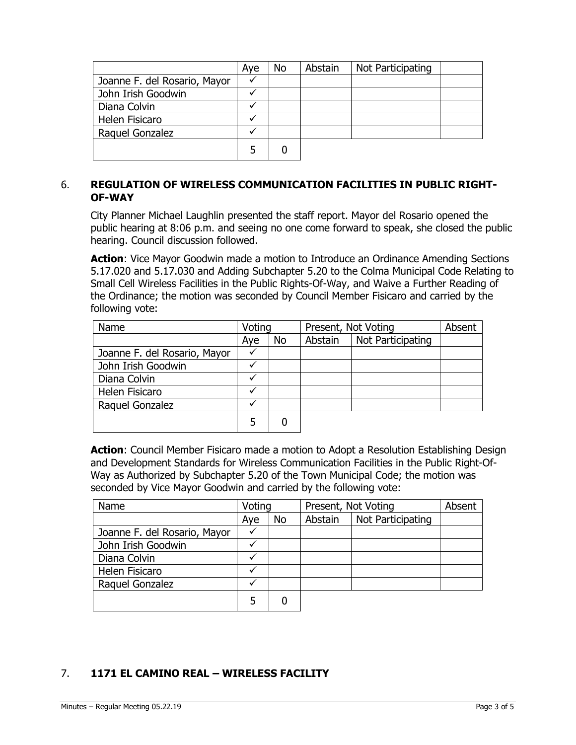| | Aye | No | Abstain | Not Participating | |
|---|---|---|---|---|---|
| Joanne F. del Rosario, Mayor | ✓ | | | | |
| John Irish Goodwin | ✓ | | | | |
| Diana Colvin | ✓ | | | | |
| Helen Fisicaro | ✓ | | | | |
| Raquel Gonzalez | ✓ | | | | |
| | 5 | 0 | | | |

6. **REGULATION OF WIRELESS COMMUNICATION FACILITIES IN PUBLIC RIGHT-OF-WAY**

City Planner Michael Laughlin presented the staff report. Mayor del Rosario opened the public hearing at 8:06 p.m. and seeing no one come forward to speak, she closed the public hearing. Council discussion followed.

**Action**: Vice Mayor Goodwin made a motion to Introduce an Ordinance Amending Sections 5.17.020 and 5.17.030 and Adding Subchapter 5.20 to the Colma Municipal Code Relating to Small Cell Wireless Facilities in the Public Rights-Of-Way, and Waive a Further Reading of the Ordinance; the motion was seconded by Council Member Fisicaro and carried by the following vote:

| Name | Voting | | Present, Not Voting | | Absent |
|---|---|---|---|---|---|
| | Aye | No | Abstain | Not Participating | |
| Joanne F. del Rosario, Mayor | ✓ | | | | |
| John Irish Goodwin | ✓ | | | | |
| Diana Colvin | ✓ | | | | |
| Helen Fisicaro | ✓ | | | | |
| Raquel Gonzalez | ✓ | | | | |
| | 5 | 0 | | | |

**Action**: Council Member Fisicaro made a motion to Adopt a Resolution Establishing Design and Development Standards for Wireless Communication Facilities in the Public Right-Of-Way as Authorized by Subchapter 5.20 of the Town Municipal Code; the motion was seconded by Vice Mayor Goodwin and carried by the following vote:

| Name | Voting | | Present, Not Voting | | Absent |
|---|---|---|---|---|---|
| | Aye | No | Abstain | Not Participating | |
| Joanne F. del Rosario, Mayor | ✓ | | | | |
| John Irish Goodwin | ✓ | | | | |
| Diana Colvin | ✓ | | | | |
| Helen Fisicaro | ✓ | | | | |
| Raquel Gonzalez | ✓ | | | | |
| | 5 | 0 | | | |

7. **1171 EL CAMINO REAL – WIRELESS FACILITY**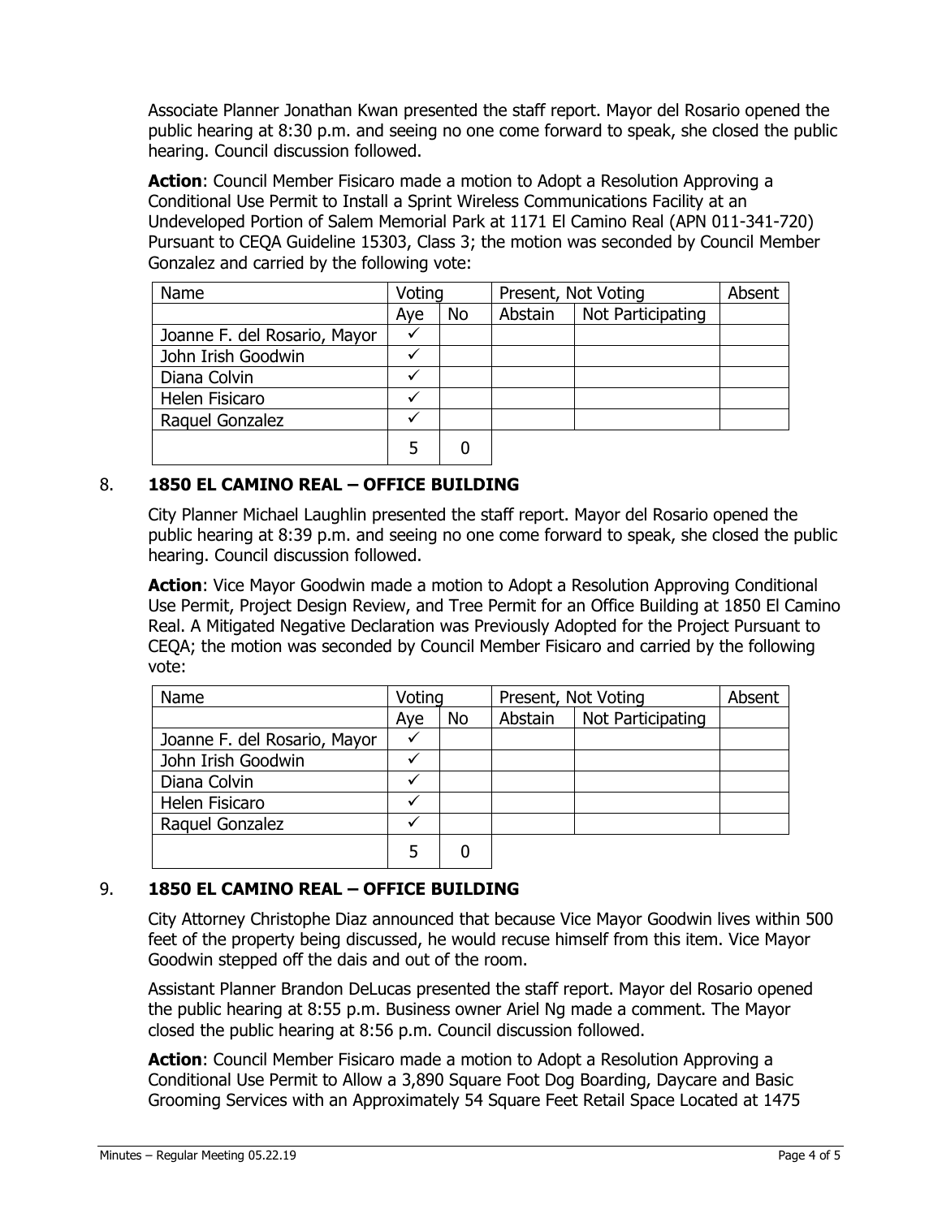Associate Planner Jonathan Kwan presented the staff report. Mayor del Rosario opened the public hearing at 8:30 p.m. and seeing no one come forward to speak, she closed the public hearing. Council discussion followed.

**Action**: Council Member Fisicaro made a motion to Adopt a Resolution Approving a Conditional Use Permit to Install a Sprint Wireless Communications Facility at an Undeveloped Portion of Salem Memorial Park at 1171 El Camino Real (APN 011-341-720) Pursuant to CEQA Guideline 15303, Class 3; the motion was seconded by Council Member Gonzalez and carried by the following vote:

| Name | Voting | | Present, Not Voting | | Absent |
|---|---|---|---|---|---|
| | Aye | No | Abstain | Not Participating | |
| Joanne F. del Rosario, Mayor | ✓ | | | | |
| John Irish Goodwin | ✓ | | | | |
| Diana Colvin | ✓ | | | | |
| Helen Fisicaro | ✓ | | | | |
| Raquel Gonzalez | ✓ | | | | |
| | 5 | 0 | | | |

## 8. 1850 EL CAMINO REAL – OFFICE BUILDING

City Planner Michael Laughlin presented the staff report. Mayor del Rosario opened the public hearing at 8:39 p.m. and seeing no one come forward to speak, she closed the public hearing. Council discussion followed.

**Action**: Vice Mayor Goodwin made a motion to Adopt a Resolution Approving Conditional Use Permit, Project Design Review, and Tree Permit for an Office Building at 1850 El Camino Real. A Mitigated Negative Declaration was Previously Adopted for the Project Pursuant to CEQA; the motion was seconded by Council Member Fisicaro and carried by the following vote:

| Name | Voting | | Present, Not Voting | | Absent |
|---|---|---|---|---|---|
| | Aye | No | Abstain | Not Participating | |
| Joanne F. del Rosario, Mayor | ✓ | | | | |
| John Irish Goodwin | ✓ | | | | |
| Diana Colvin | ✓ | | | | |
| Helen Fisicaro | ✓ | | | | |
| Raquel Gonzalez | ✓ | | | | |
| | 5 | 0 | | | |

## 9. 1850 EL CAMINO REAL – OFFICE BUILDING

City Attorney Christophe Diaz announced that because Vice Mayor Goodwin lives within 500 feet of the property being discussed, he would recuse himself from this item. Vice Mayor Goodwin stepped off the dais and out of the room.

Assistant Planner Brandon DeLucas presented the staff report. Mayor del Rosario opened the public hearing at 8:55 p.m. Business owner Ariel Ng made a comment. The Mayor closed the public hearing at 8:56 p.m. Council discussion followed.

**Action**: Council Member Fisicaro made a motion to Adopt a Resolution Approving a Conditional Use Permit to Allow a 3,890 Square Foot Dog Boarding, Daycare and Basic Grooming Services with an Approximately 54 Square Feet Retail Space Located at 1475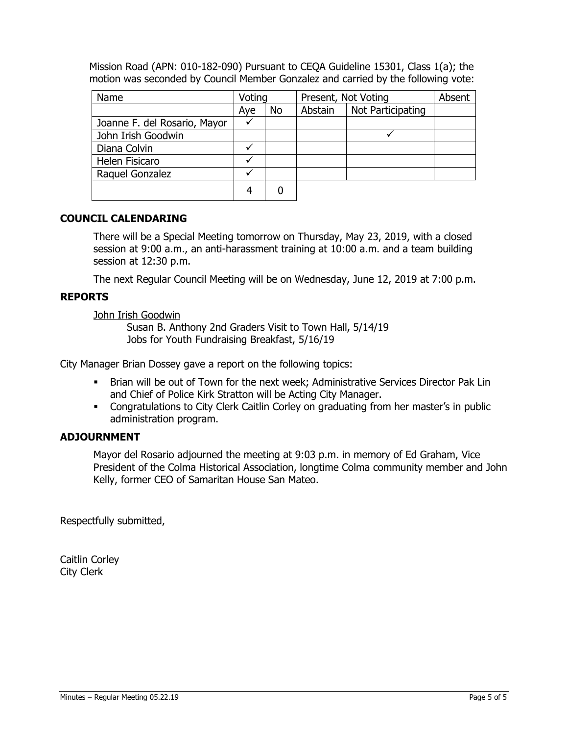Mission Road (APN: 010-182-090) Pursuant to CEQA Guideline 15301, Class 1(a); the motion was seconded by Council Member Gonzalez and carried by the following vote:

| Name | Voting | | Present, Not Voting | | Absent |
|---|---|---|---|---|---|
| | Aye | No | Abstain | Not Participating | |
| Joanne F. del Rosario, Mayor | ✓ | | | | |
| John Irish Goodwin | | | | ✓ | |
| Diana Colvin | ✓ | | | | |
| Helen Fisicaro | ✓ | | | | |
| Raquel Gonzalez | ✓ | | | | |
| | 4 | 0 | | | |

**COUNCIL CALENDARING**

There will be a Special Meeting tomorrow on Thursday, May 23, 2019, with a closed session at 9:00 a.m., an anti-harassment training at 10:00 a.m. and a team building session at 12:30 p.m.

The next Regular Council Meeting will be on Wednesday, June 12, 2019 at 7:00 p.m.

**REPORTS**

John Irish Goodwin

Susan B. Anthony 2nd Graders Visit to Town Hall, 5/14/19
Jobs for Youth Fundraising Breakfast, 5/16/19

City Manager Brian Dossey gave a report on the following topics:

- Brian will be out of Town for the next week; Administrative Services Director Pak Lin and Chief of Police Kirk Stratton will be Acting City Manager.
- Congratulations to City Clerk Caitlin Corley on graduating from her master's in public administration program.

**ADJOURNMENT**

Mayor del Rosario adjourned the meeting at 9:03 p.m. in memory of Ed Graham, Vice President of the Colma Historical Association, longtime Colma community member and John Kelly, former CEO of Samaritan House San Mateo.

Respectfully submitted,

Caitlin Corley
City Clerk